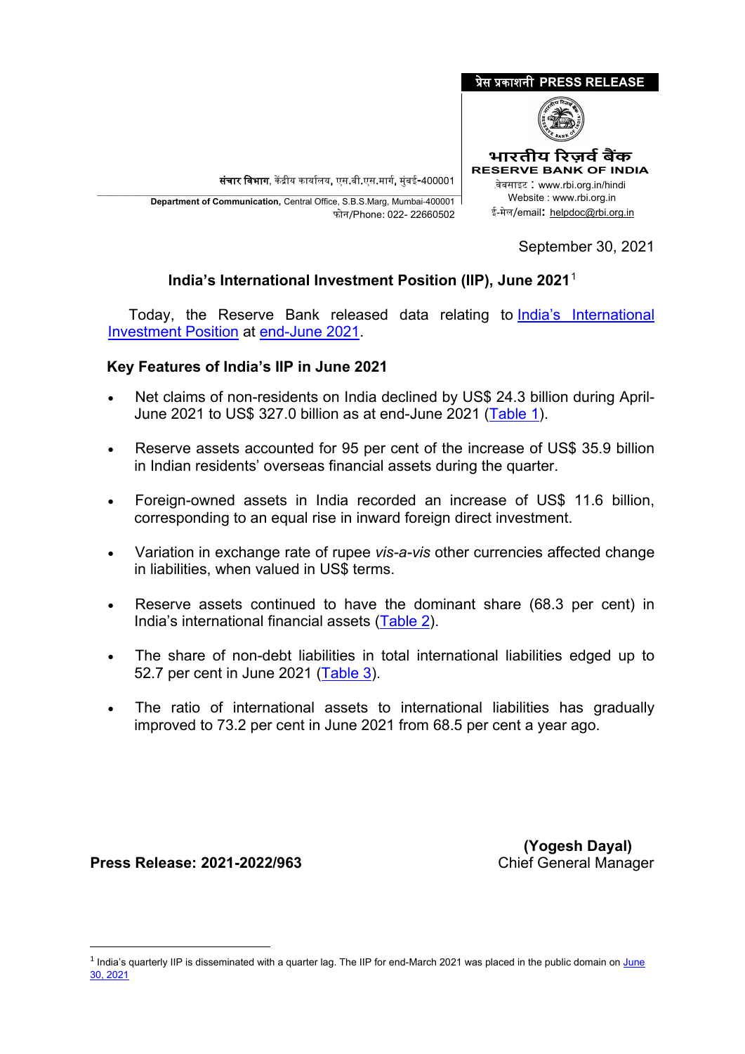प्रेस प्रकाशनी PRESS RELEASE

भारतीय रिज़र्व बैंक
RESERVE BANK OF INDIA

वेबसाइट : www.rbi.org.in/hindi
Website : www.rbi.org.in
ई-मेल/email: helpdoc@rbi.org.in

संचार विभाग, केंद्रीय कार्यालय, एस.बी.एस.मार्ग, मुंबई-400001

**Department of Communication**, Central Office, S.B.S.Marg, Mumbai-400001
फोन/Phone: 022- 22660502

September 30, 2021

## India's International Investment Position (IIP), June 2021[1]

Today, the Reserve Bank released data relating to India's International Investment Position at end-June 2021.

### Key Features of India's IIP in June 2021

- Net claims of non-residents on India declined by US$ 24.3 billion during April-June 2021 to US$ 327.0 billion as at end-June 2021 (Table 1).
- Reserve assets accounted for 95 per cent of the increase of US$ 35.9 billion in Indian residents' overseas financial assets during the quarter.
- Foreign-owned assets in India recorded an increase of US$ 11.6 billion, corresponding to an equal rise in inward foreign direct investment.
- Variation in exchange rate of rupee *vis-a-vis* other currencies affected change in liabilities, when valued in US$ terms.
- Reserve assets continued to have the dominant share (68.3 per cent) in India's international financial assets (Table 2).
- The share of non-debt liabilities in total international liabilities edged up to 52.7 per cent in June 2021 (Table 3).
- The ratio of international assets to international liabilities has gradually improved to 73.2 per cent in June 2021 from 68.5 per cent a year ago.

**(Yogesh Dayal)**
Chief General Manager

**Press Release: 2021-2022/963**

[1] India's quarterly IIP is disseminated with a quarter lag. The IIP for end-March 2021 was placed in the public domain on June 30, 2021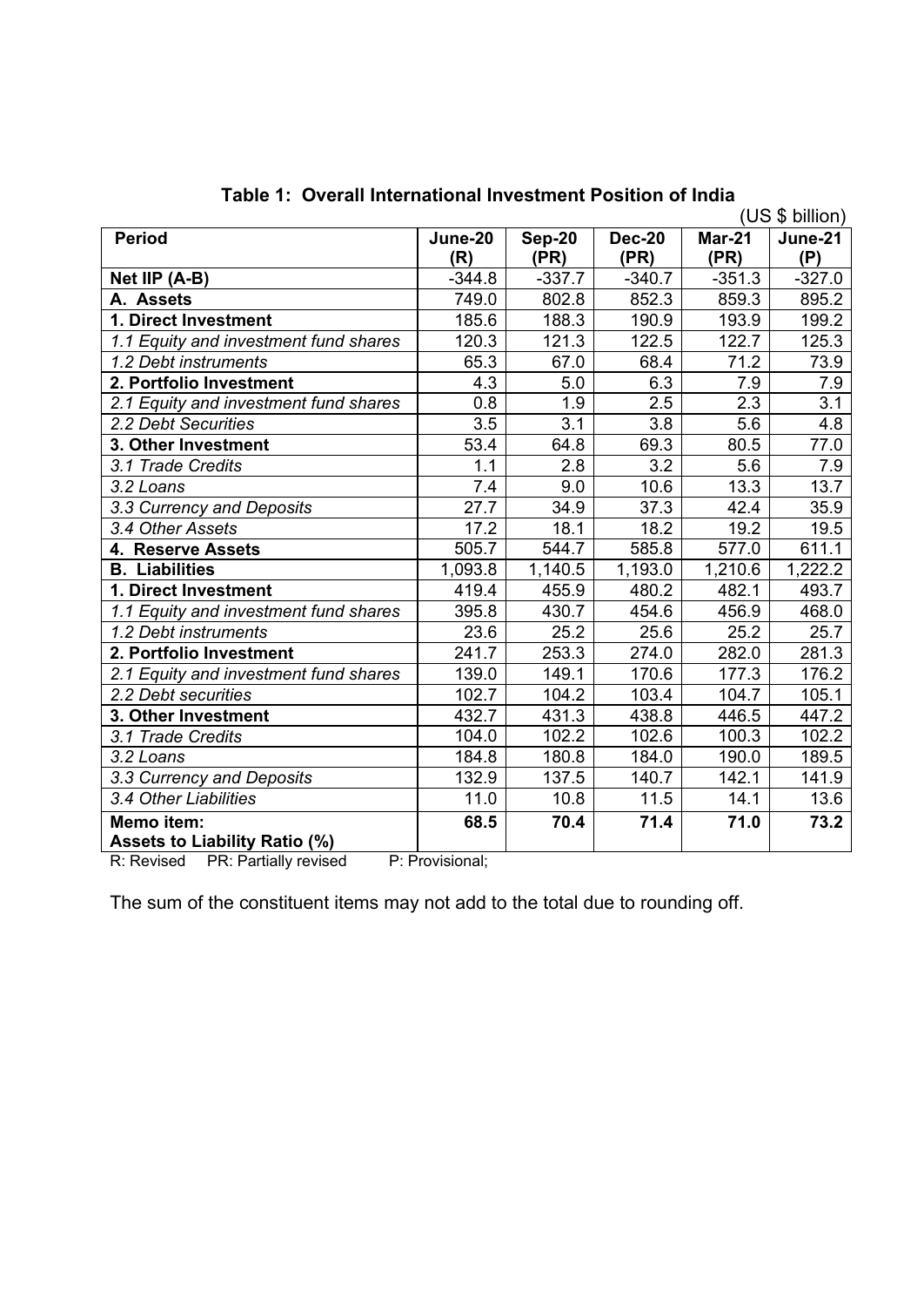**Table 1: Overall International Investment Position of India**

(US $ billion)

| Period | June-20 (R) | Sep-20 (PR) | Dec-20 (PR) | Mar-21 (PR) | June-21 (P) |
|---|---|---|---|---|---|
| **Net IIP (A-B)** | -344.8 | -337.7 | -340.7 | -351.3 | -327.0 |
| **A. Assets** | 749.0 | 802.8 | 852.3 | 859.3 | 895.2 |
| **1. Direct Investment** | 185.6 | 188.3 | 190.9 | 193.9 | 199.2 |
| *1.1 Equity and investment fund shares* | 120.3 | 121.3 | 122.5 | 122.7 | 125.3 |
| *1.2 Debt instruments* | 65.3 | 67.0 | 68.4 | 71.2 | 73.9 |
| **2. Portfolio Investment** | 4.3 | 5.0 | 6.3 | 7.9 | 7.9 |
| *2.1 Equity and investment fund shares* | 0.8 | 1.9 | 2.5 | 2.3 | 3.1 |
| *2.2 Debt Securities* | 3.5 | 3.1 | 3.8 | 5.6 | 4.8 |
| **3. Other Investment** | 53.4 | 64.8 | 69.3 | 80.5 | 77.0 |
| *3.1 Trade Credits* | 1.1 | 2.8 | 3.2 | 5.6 | 7.9 |
| *3.2 Loans* | 7.4 | 9.0 | 10.6 | 13.3 | 13.7 |
| *3.3 Currency and Deposits* | 27.7 | 34.9 | 37.3 | 42.4 | 35.9 |
| *3.4 Other Assets* | 17.2 | 18.1 | 18.2 | 19.2 | 19.5 |
| **4. Reserve Assets** | 505.7 | 544.7 | 585.8 | 577.0 | 611.1 |
| **B. Liabilities** | 1,093.8 | 1,140.5 | 1,193.0 | 1,210.6 | 1,222.2 |
| **1. Direct Investment** | 419.4 | 455.9 | 480.2 | 482.1 | 493.7 |
| *1.1 Equity and investment fund shares* | 395.8 | 430.7 | 454.6 | 456.9 | 468.0 |
| *1.2 Debt instruments* | 23.6 | 25.2 | 25.6 | 25.2 | 25.7 |
| **2. Portfolio Investment** | 241.7 | 253.3 | 274.0 | 282.0 | 281.3 |
| *2.1 Equity and investment fund shares* | 139.0 | 149.1 | 170.6 | 177.3 | 176.2 |
| *2.2 Debt securities* | 102.7 | 104.2 | 103.4 | 104.7 | 105.1 |
| **3. Other Investment** | 432.7 | 431.3 | 438.8 | 446.5 | 447.2 |
| *3.1 Trade Credits* | 104.0 | 102.2 | 102.6 | 100.3 | 102.2 |
| *3.2 Loans* | 184.8 | 180.8 | 184.0 | 190.0 | 189.5 |
| *3.3 Currency and Deposits* | 132.9 | 137.5 | 140.7 | 142.1 | 141.9 |
| *3.4 Other Liabilities* | 11.0 | 10.8 | 11.5 | 14.1 | 13.6 |
| **Memo item: Assets to Liability Ratio (%)** | **68.5** | **70.4** | **71.4** | **71.0** | **73.2** |

R: Revised PR: Partially revised P: Provisional;

The sum of the constituent items may not add to the total due to rounding off.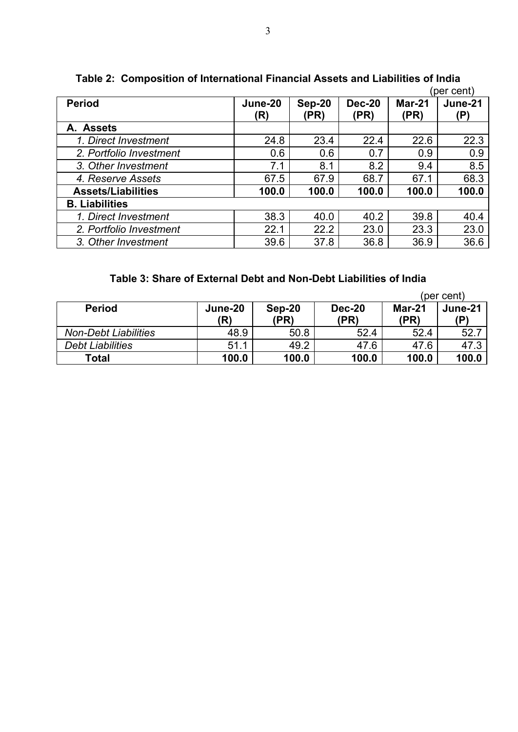**Table 2: Composition of International Financial Assets and Liabilities of India**

(per cent)

| Period | June-20 (R) | Sep-20 (PR) | Dec-20 (PR) | Mar-21 (PR) | June-21 (P) |
|---|---|---|---|---|---|
| **A. Assets** | | | | | |
| *1. Direct Investment* | 24.8 | 23.4 | 22.4 | 22.6 | 22.3 |
| *2. Portfolio Investment* | 0.6 | 0.6 | 0.7 | 0.9 | 0.9 |
| *3. Other Investment* | 7.1 | 8.1 | 8.2 | 9.4 | 8.5 |
| *4. Reserve Assets* | 67.5 | 67.9 | 68.7 | 67.1 | 68.3 |
| **Assets/Liabilities** | **100.0** | **100.0** | **100.0** | **100.0** | **100.0** |
| **B. Liabilities** | | | | | |
| *1. Direct Investment* | 38.3 | 40.0 | 40.2 | 39.8 | 40.4 |
| *2. Portfolio Investment* | 22.1 | 22.2 | 23.0 | 23.3 | 23.0 |
| *3. Other Investment* | 39.6 | 37.8 | 36.8 | 36.9 | 36.6 |

**Table 3: Share of External Debt and Non-Debt Liabilities of India**

(per cent)

| Period | June-20 (R) | Sep-20 (PR) | Dec-20 (PR) | Mar-21 (PR) | June-21 (P) |
|---|---|---|---|---|---|
| *Non-Debt Liabilities* | 48.9 | 50.8 | 52.4 | 52.4 | 52.7 |
| *Debt Liabilities* | 51.1 | 49.2 | 47.6 | 47.6 | 47.3 |
| **Total** | **100.0** | **100.0** | **100.0** | **100.0** | **100.0** |